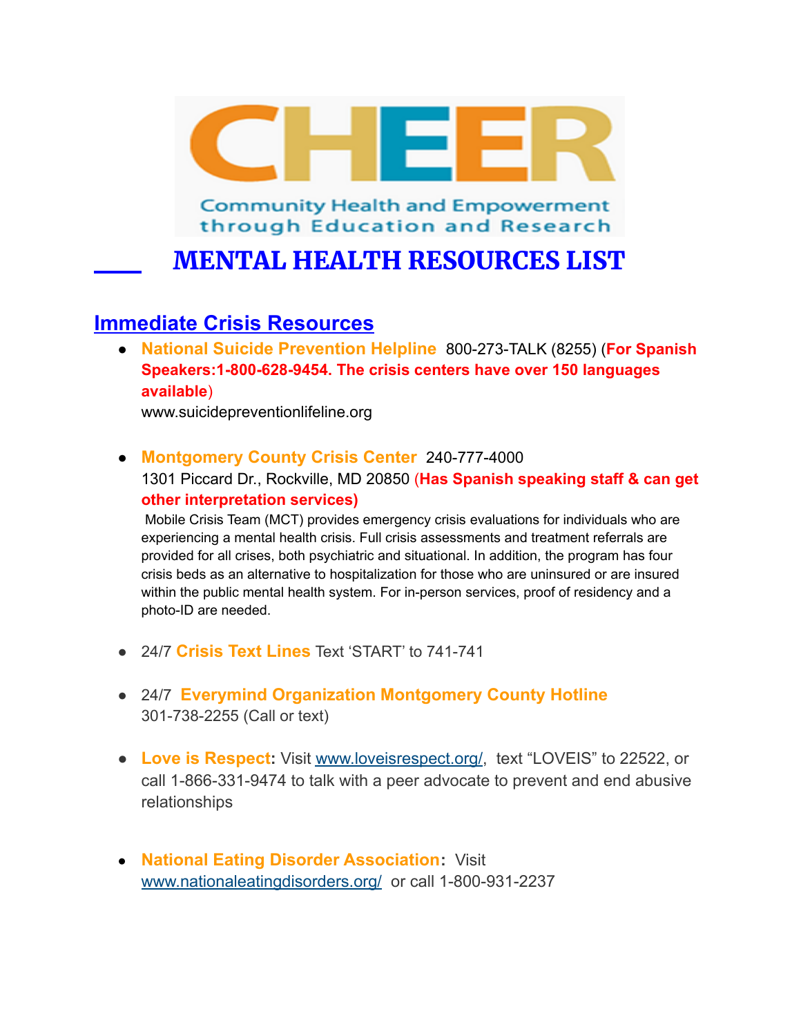CHEER

Community Health and Empowerment through Education and Research

# MENTAL HEALTH RESOURCES LIST

## Immediate Crisis Resources

- **National Suicide Prevention Helpline** 800-273-TALK (8255) (**For Spanish Speakers:1-800-628-9454. The crisis centers have over 150 languages available**)
  www.suicidepreventionlifeline.org

- **Montgomery County Crisis Center** 240-777-4000
  1301 Piccard Dr., Rockville, MD 20850 (**Has Spanish speaking staff & can get other interpretation services)**
  Mobile Crisis Team (MCT) provides emergency crisis evaluations for individuals who are experiencing a mental health crisis. Full crisis assessments and treatment referrals are provided for all crises, both psychiatric and situational. In addition, the program has four crisis beds as an alternative to hospitalization for those who are uninsured or are insured within the public mental health system. For in-person services, proof of residency and a photo-ID are needed.

- 24/7 **Crisis Text Lines** Text 'START' to 741-741

- 24/7 **Everymind Organization Montgomery County Hotline**
  301-738-2255 (Call or text)

- **Love is Respect:** Visit www.loveisrespect.org/, text "LOVEIS" to 22522, or call 1-866-331-9474 to talk with a peer advocate to prevent and end abusive relationships

- **National Eating Disorder Association:** Visit www.nationaleatingdisorders.org/ or call 1-800-931-2237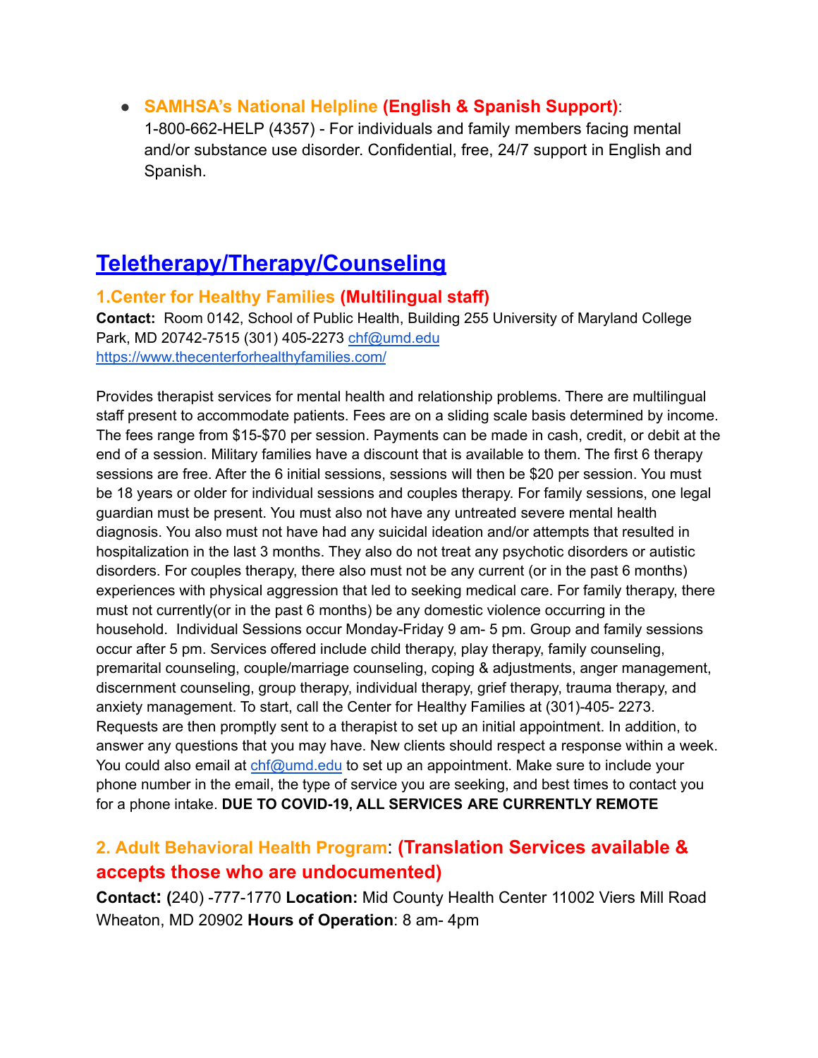- **SAMHSA's National Helpline (English & Spanish Support)**:
  1-800-662-HELP (4357) - For individuals and family members facing mental and/or substance use disorder. Confidential, free, 24/7 support in English and Spanish.

## Teletherapy/Therapy/Counseling

### 1.Center for Healthy Families (Multilingual staff)

**Contact:** Room 0142, School of Public Health, Building 255 University of Maryland College Park, MD 20742-7515 (301) 405-2273 chf@umd.edu
https://www.thecenterforhealthyfamilies.com/

Provides therapist services for mental health and relationship problems. There are multilingual staff present to accommodate patients. Fees are on a sliding scale basis determined by income. The fees range from $15-$70 per session. Payments can be made in cash, credit, or debit at the end of a session. Military families have a discount that is available to them. The first 6 therapy sessions are free. After the 6 initial sessions, sessions will then be $20 per session. You must be 18 years or older for individual sessions and couples therapy. For family sessions, one legal guardian must be present. You must also not have any untreated severe mental health diagnosis. You also must not have had any suicidal ideation and/or attempts that resulted in hospitalization in the last 3 months. They also do not treat any psychotic disorders or autistic disorders. For couples therapy, there also must not be any current (or in the past 6 months) experiences with physical aggression that led to seeking medical care. For family therapy, there must not currently(or in the past 6 months) be any domestic violence occurring in the household. Individual Sessions occur Monday-Friday 9 am- 5 pm. Group and family sessions occur after 5 pm. Services offered include child therapy, play therapy, family counseling, premarital counseling, couple/marriage counseling, coping & adjustments, anger management, discernment counseling, group therapy, individual therapy, grief therapy, trauma therapy, and anxiety management. To start, call the Center for Healthy Families at (301)-405- 2273. Requests are then promptly sent to a therapist to set up an initial appointment. In addition, to answer any questions that you may have. New clients should respect a response within a week. You could also email at chf@umd.edu to set up an appointment. Make sure to include your phone number in the email, the type of service you are seeking, and best times to contact you for a phone intake. **DUE TO COVID-19, ALL SERVICES ARE CURRENTLY REMOTE**

### 2. Adult Behavioral Health Program: (Translation Services available & accepts those who are undocumented)

**Contact: (**240) -777-1770 **Location:** Mid County Health Center 11002 Viers Mill Road Wheaton, MD 20902 **Hours of Operation**: 8 am- 4pm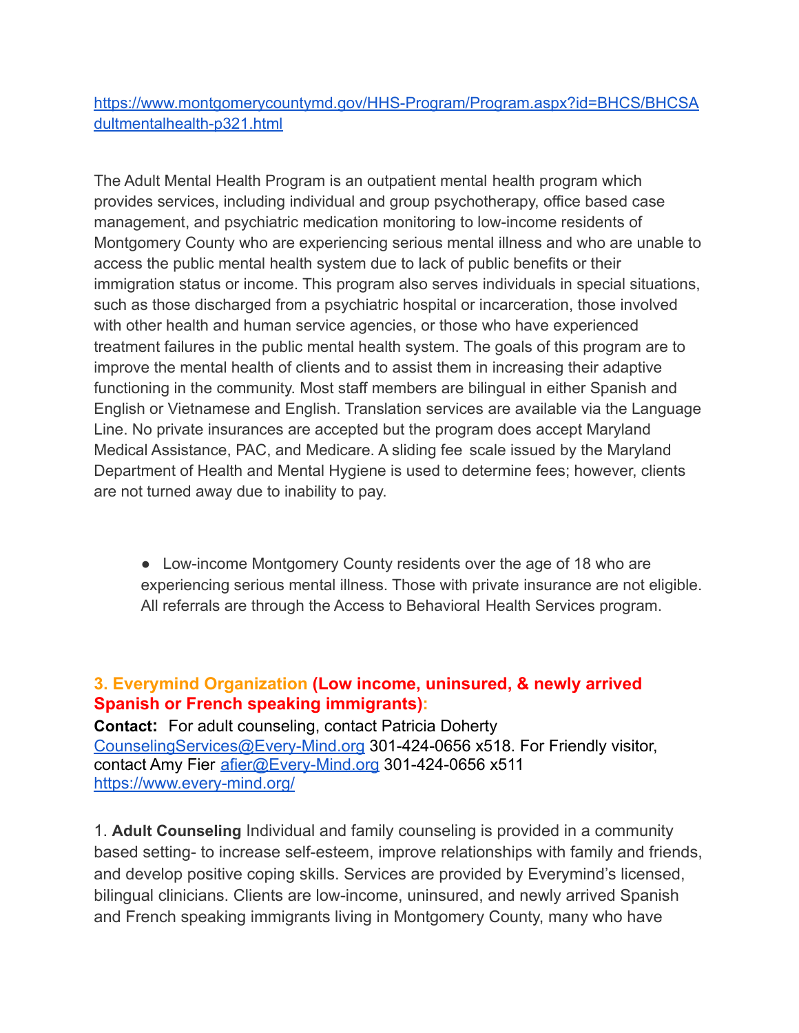https://www.montgomerycountymd.gov/HHS-Program/Program.aspx?id=BHCS/BHCSAdultmentalhealth-p321.html

The Adult Mental Health Program is an outpatient mental health program which provides services, including individual and group psychotherapy, office based case management, and psychiatric medication monitoring to low-income residents of Montgomery County who are experiencing serious mental illness and who are unable to access the public mental health system due to lack of public benefits or their immigration status or income. This program also serves individuals in special situations, such as those discharged from a psychiatric hospital or incarceration, those involved with other health and human service agencies, or those who have experienced treatment failures in the public mental health system. The goals of this program are to improve the mental health of clients and to assist them in increasing their adaptive functioning in the community. Most staff members are bilingual in either Spanish and English or Vietnamese and English. Translation services are available via the Language Line. No private insurances are accepted but the program does accept Maryland Medical Assistance, PAC, and Medicare. A sliding fee scale issued by the Maryland Department of Health and Mental Hygiene is used to determine fees; however, clients are not turned away due to inability to pay.

- Low-income Montgomery County residents over the age of 18 who are experiencing serious mental illness. Those with private insurance are not eligible. All referrals are through the Access to Behavioral Health Services program.

### 3. Everymind Organization (Low income, uninsured, & newly arrived Spanish or French speaking immigrants):

**Contact:** For adult counseling, contact Patricia Doherty CounselingServices@Every-Mind.org 301-424-0656 x518. For Friendly visitor, contact Amy Fier afier@Every-Mind.org 301-424-0656 x511 https://www.every-mind.org/

1. **Adult Counseling** Individual and family counseling is provided in a community based setting- to increase self-esteem, improve relationships with family and friends, and develop positive coping skills. Services are provided by Everymind's licensed, bilingual clinicians. Clients are low-income, uninsured, and newly arrived Spanish and French speaking immigrants living in Montgomery County, many who have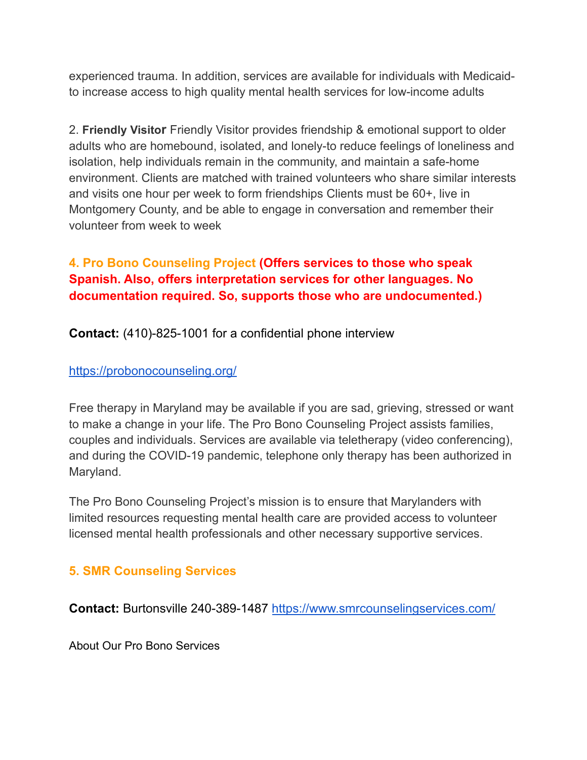experienced trauma. In addition, services are available for individuals with Medicaid- to increase access to high quality mental health services for low-income adults

2. **Friendly Visitor** Friendly Visitor provides friendship & emotional support to older adults who are homebound, isolated, and lonely-to reduce feelings of loneliness and isolation, help individuals remain in the community, and maintain a safe-home environment. Clients are matched with trained volunteers who share similar interests and visits one hour per week to form friendships Clients must be 60+, live in Montgomery County, and be able to engage in conversation and remember their volunteer from week to week

### 4. Pro Bono Counseling Project (Offers services to those who speak Spanish. Also, offers interpretation services for other languages. No documentation required. So, supports those who are undocumented.)

**Contact:** (410)-825-1001 for a confidential phone interview

https://probonocounseling.org/

Free therapy in Maryland may be available if you are sad, grieving, stressed or want to make a change in your life. The Pro Bono Counseling Project assists families, couples and individuals. Services are available via teletherapy (video conferencing), and during the COVID-19 pandemic, telephone only therapy has been authorized in Maryland.

The Pro Bono Counseling Project's mission is to ensure that Marylanders with limited resources requesting mental health care are provided access to volunteer licensed mental health professionals and other necessary supportive services.

### 5. SMR Counseling Services

**Contact:** Burtonsville 240-389-1487 https://www.smrcounselingservices.com/

About Our Pro Bono Services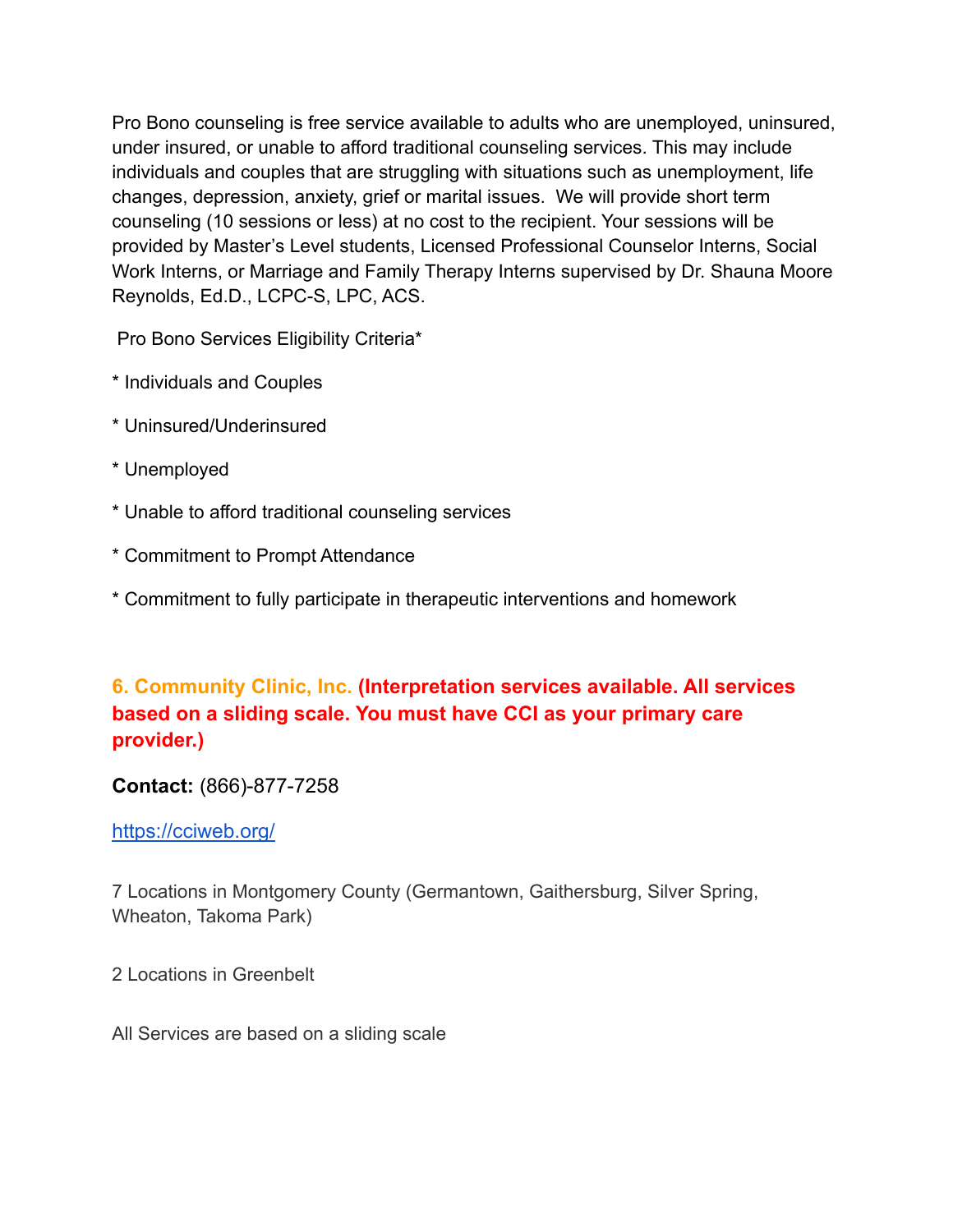Pro Bono counseling is free service available to adults who are unemployed, uninsured, under insured, or unable to afford traditional counseling services. This may include individuals and couples that are struggling with situations such as unemployment, life changes, depression, anxiety, grief or marital issues.  We will provide short term counseling (10 sessions or less) at no cost to the recipient. Your sessions will be provided by Master's Level students, Licensed Professional Counselor Interns, Social Work Interns, or Marriage and Family Therapy Interns supervised by Dr. Shauna Moore Reynolds, Ed.D., LCPC-S, LPC, ACS.

Pro Bono Services Eligibility Criteria*

* Individuals and Couples

* Uninsured/Underinsured

* Unemployed

* Unable to afford traditional counseling services

* Commitment to Prompt Attendance

* Commitment to fully participate in therapeutic interventions and homework

### 6. Community Clinic, Inc. (Interpretation services available. All services based on a sliding scale. You must have CCI as your primary care provider.)

**Contact:** (866)-877-7258

https://cciweb.org/

7 Locations in Montgomery County (Germantown, Gaithersburg, Silver Spring, Wheaton, Takoma Park)

2 Locations in Greenbelt

All Services are based on a sliding scale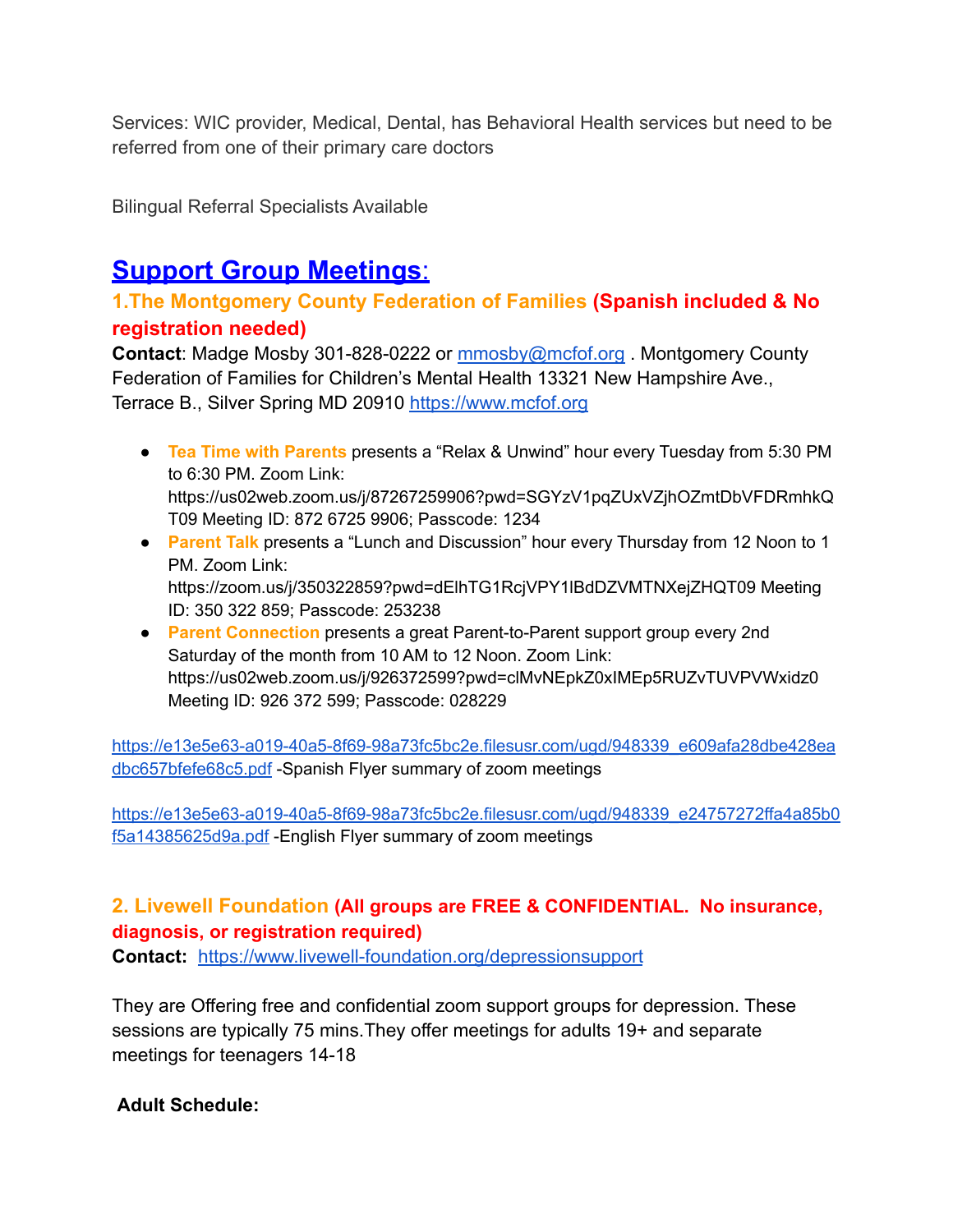Services: WIC provider, Medical, Dental, has Behavioral Health services but need to be referred from one of their primary care doctors

Bilingual Referral Specialists Available

## Support Group Meetings:

### 1.The Montgomery County Federation of Families (Spanish included & No registration needed)

**Contact**: Madge Mosby 301-828-0222 or mmosby@mcfof.org . Montgomery County Federation of Families for Children's Mental Health 13321 New Hampshire Ave., Terrace B., Silver Spring MD 20910 https://www.mcfof.org

- **Tea Time with Parents** presents a "Relax & Unwind" hour every Tuesday from 5:30 PM to 6:30 PM. Zoom Link: https://us02web.zoom.us/j/87267259906?pwd=SGYzV1pqZUxVZjhOZmtDbVFDRmhkQT09 Meeting ID: 872 6725 9906; Passcode: 1234
- **Parent Talk** presents a "Lunch and Discussion" hour every Thursday from 12 Noon to 1 PM. Zoom Link: https://zoom.us/j/350322859?pwd=dElhTG1RcjVPY1lBdDZVMTNXejZHQT09 Meeting ID: 350 322 859; Passcode: 253238
- **Parent Connection** presents a great Parent-to-Parent support group every 2nd Saturday of the month from 10 AM to 12 Noon. Zoom Link: https://us02web.zoom.us/j/926372599?pwd=clMvNEpkZ0xIMEp5RUZvTUVPVWxidz0 Meeting ID: 926 372 599; Passcode: 028229

https://e13e5e63-a019-40a5-8f69-98a73fc5bc2e.filesusr.com/ugd/948339_e609afa28dbe428eadbc657bfefe68c5.pdf -Spanish Flyer summary of zoom meetings

https://e13e5e63-a019-40a5-8f69-98a73fc5bc2e.filesusr.com/ugd/948339_e24757272ffa4a85b0f5a14385625d9a.pdf -English Flyer summary of zoom meetings

### 2. Livewell Foundation (All groups are FREE & CONFIDENTIAL. No insurance, diagnosis, or registration required)

**Contact:** https://www.livewell-foundation.org/depressionsupport

They are Offering free and confidential zoom support groups for depression. These sessions are typically 75 mins.They offer meetings for adults 19+ and separate meetings for teenagers 14-18

**Adult Schedule:**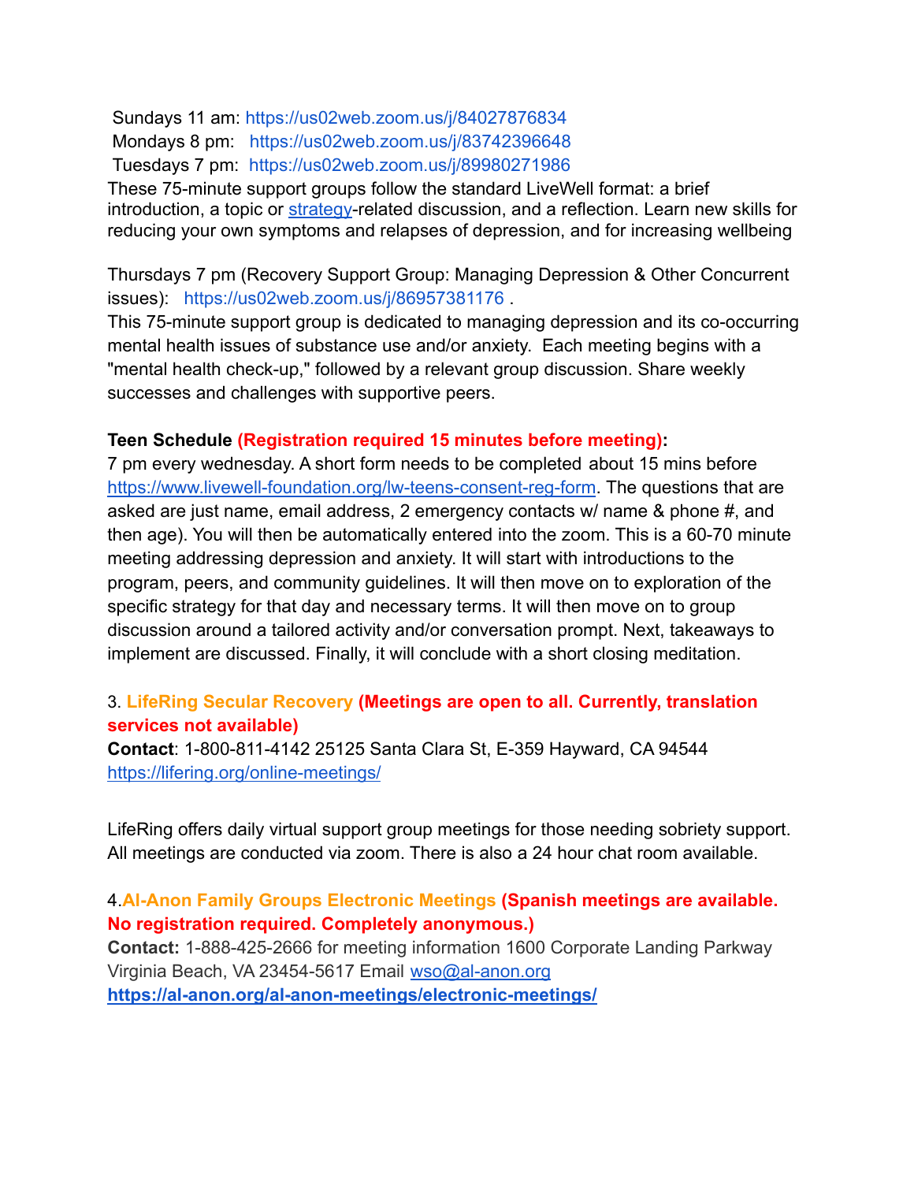Sundays 11 am: https://us02web.zoom.us/j/84027876834
Mondays 8 pm: https://us02web.zoom.us/j/83742396648
Tuesdays 7 pm: https://us02web.zoom.us/j/89980271986
These 75-minute support groups follow the standard LiveWell format: a brief introduction, a topic or strategy-related discussion, and a reflection. Learn new skills for reducing your own symptoms and relapses of depression, and for increasing wellbeing

Thursdays 7 pm (Recovery Support Group: Managing Depression & Other Concurrent issues): https://us02web.zoom.us/j/86957381176 .
This 75-minute support group is dedicated to managing depression and its co-occurring mental health issues of substance use and/or anxiety. Each meeting begins with a "mental health check-up," followed by a relevant group discussion. Share weekly successes and challenges with supportive peers.

**Teen Schedule** **(Registration required 15 minutes before meeting):**
7 pm every wednesday. A short form needs to be completed about 15 mins before https://www.livewell-foundation.org/lw-teens-consent-reg-form. The questions that are asked are just name, email address, 2 emergency contacts w/ name & phone #, and then age). You will then be automatically entered into the zoom. This is a 60-70 minute meeting addressing depression and anxiety. It will start with introductions to the program, peers, and community guidelines. It will then move on to exploration of the specific strategy for that day and necessary terms. It will then move on to group discussion around a tailored activity and/or conversation prompt. Next, takeaways to implement are discussed. Finally, it will conclude with a short closing meditation.

3. **LifeRing Secular Recovery** **(Meetings are open to all. Currently, translation services not available)**
**Contact**: 1-800-811-4142 25125 Santa Clara St, E-359 Hayward, CA 94544
https://lifering.org/online-meetings/

LifeRing offers daily virtual support group meetings for those needing sobriety support. All meetings are conducted via zoom. There is also a 24 hour chat room available.

4. **Al-Anon Family Groups Electronic Meetings** **(Spanish meetings are available. No registration required. Completely anonymous.)**
**Contact:** 1-888-425-2666 for meeting information 1600 Corporate Landing Parkway Virginia Beach, VA 23454-5617 Email wso@al-anon.org
**https://al-anon.org/al-anon-meetings/electronic-meetings/**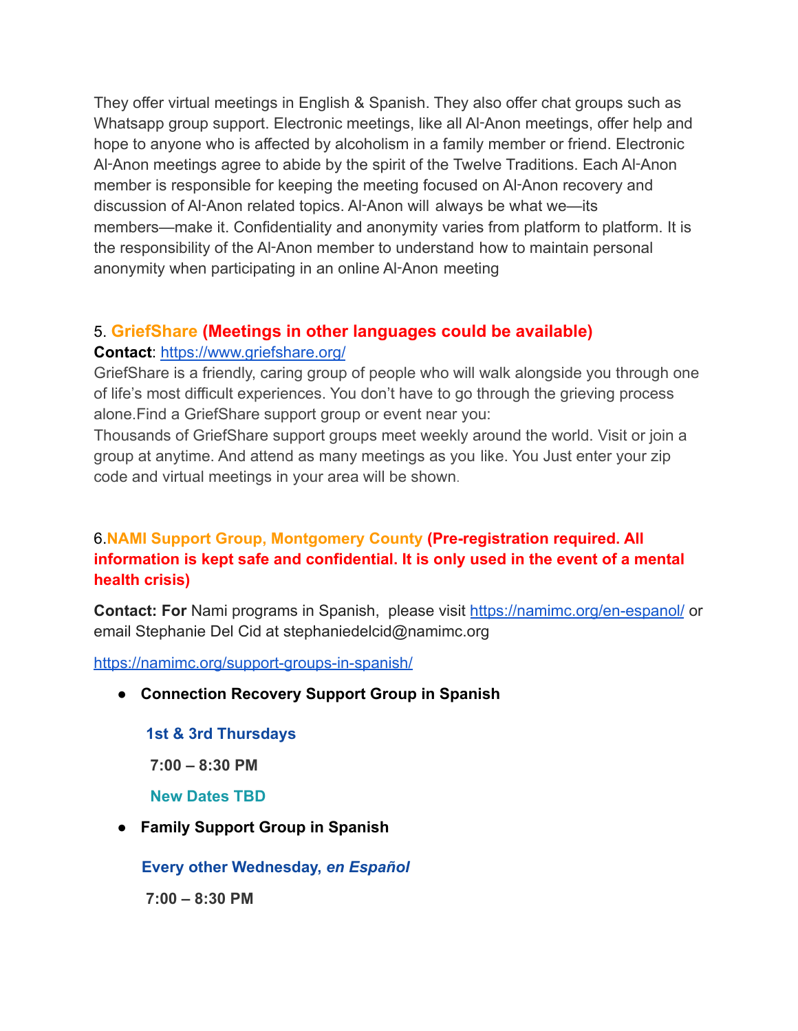They offer virtual meetings in English & Spanish. They also offer chat groups such as Whatsapp group support. Electronic meetings, like all Al‑Anon meetings, offer help and hope to anyone who is affected by alcoholism in a family member or friend. Electronic Al‑Anon meetings agree to abide by the spirit of the Twelve Traditions. Each Al‑Anon member is responsible for keeping the meeting focused on Al‑Anon recovery and discussion of Al‑Anon related topics. Al‑Anon will always be what we—its members—make it. Confidentiality and anonymity varies from platform to platform. It is the responsibility of the Al‑Anon member to understand how to maintain personal anonymity when participating in an online Al‑Anon meeting

### 5. GriefShare **(Meetings in other languages could be available)**

**Contact**: https://www.griefshare.org/

GriefShare is a friendly, caring group of people who will walk alongside you through one of life's most difficult experiences. You don't have to go through the grieving process alone.Find a GriefShare support group or event near you:

Thousands of GriefShare support groups meet weekly around the world. Visit or join a group at anytime. And attend as many meetings as you like. You Just enter your zip code and virtual meetings in your area will be shown.

### 6.NAMI Support Group, Montgomery County **(Pre-registration required. All information is kept safe and confidential. It is only used in the event of a mental health crisis)**

**Contact: For** Nami programs in Spanish, please visit https://namimc.org/en-espanol/ or email Stephanie Del Cid at stephaniedelcid@namimc.org

https://namimc.org/support-groups-in-spanish/

- **Connection Recovery Support Group in Spanish**

  **1st & 3rd Thursdays**

  **7:00 – 8:30 PM**

  **New Dates TBD**

- **Family Support Group in Spanish**

  **Every other Wednesday, *en Español***

  **7:00 – 8:30 PM**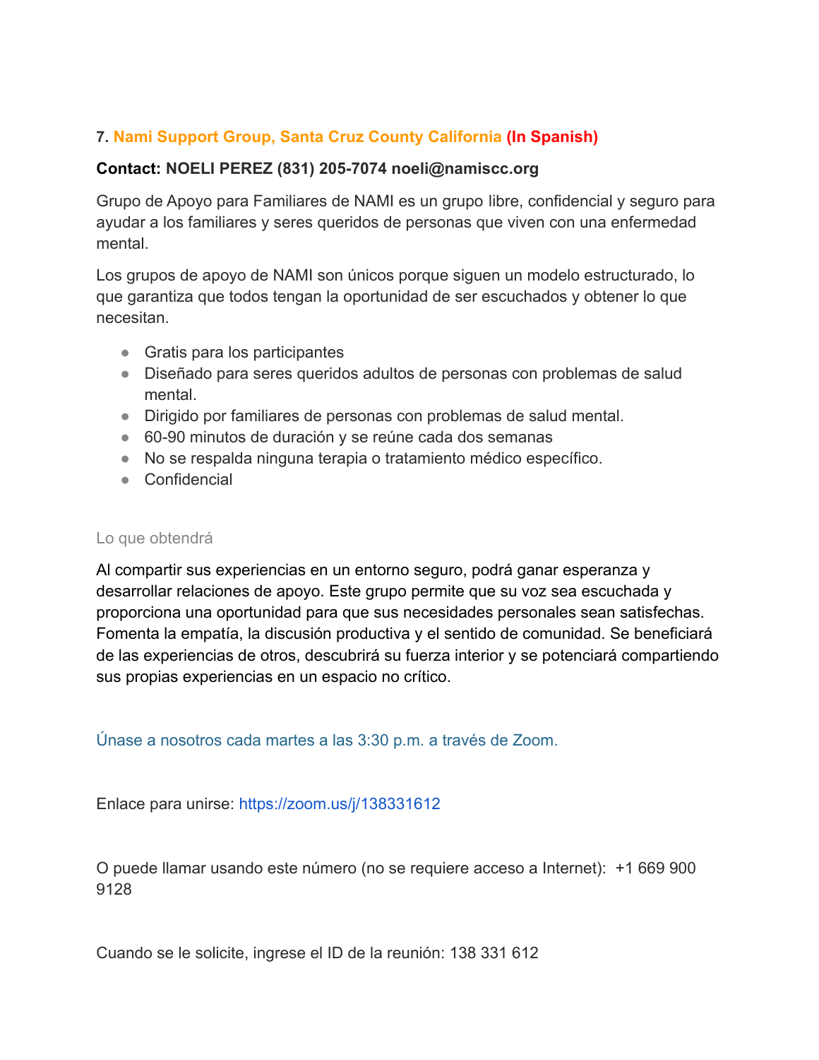**7. Nami Support Group, Santa Cruz County California (In Spanish)**

**Contact: NOELI PEREZ (831) 205-7074 noeli@namiscc.org**

Grupo de Apoyo para Familiares de NAMI es un grupo libre, confidencial y seguro para ayudar a los familiares y seres queridos de personas que viven con una enfermedad mental.

Los grupos de apoyo de NAMI son únicos porque siguen un modelo estructurado, lo que garantiza que todos tengan la oportunidad de ser escuchados y obtener lo que necesitan.

- Gratis para los participantes
- Diseñado para seres queridos adultos de personas con problemas de salud mental.
- Dirigido por familiares de personas con problemas de salud mental.
- 60-90 minutos de duración y se reúne cada dos semanas
- No se respalda ninguna terapia o tratamiento médico específico.
- Confidencial

Lo que obtendrá

Al compartir sus experiencias en un entorno seguro, podrá ganar esperanza y desarrollar relaciones de apoyo. Este grupo permite que su voz sea escuchada y proporciona una oportunidad para que sus necesidades personales sean satisfechas. Fomenta la empatía, la discusión productiva y el sentido de comunidad. Se beneficiará de las experiencias de otros, descubrirá su fuerza interior y se potenciará compartiendo sus propias experiencias en un espacio no crítico.

Únase a nosotros cada martes a las 3:30 p.m. a través de Zoom.

Enlace para unirse: https://zoom.us/j/138331612

O puede llamar usando este número (no se requiere acceso a Internet): +1 669 900 9128

Cuando se le solicite, ingrese el ID de la reunión: 138 331 612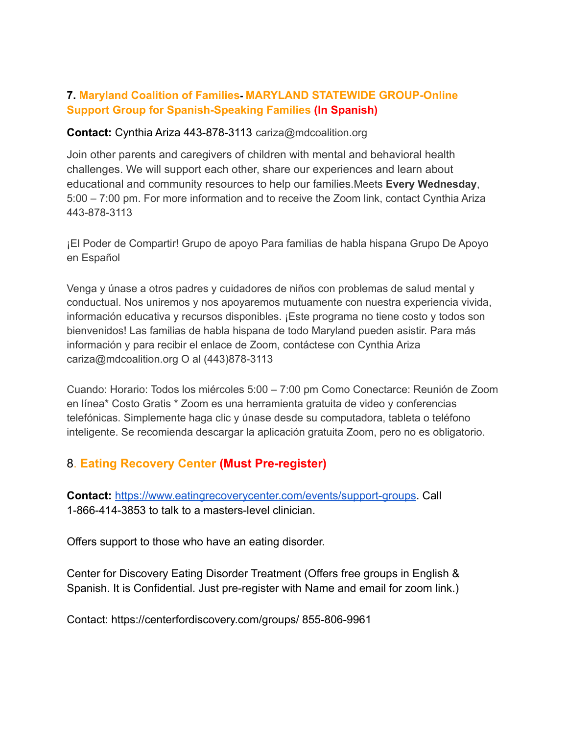### 7. Maryland Coalition of Families- MARYLAND STATEWIDE GROUP-Online Support Group for Spanish-Speaking Families (In Spanish)

**Contact:** Cynthia Ariza 443-878-3113 cariza@mdcoalition.org

Join other parents and caregivers of children with mental and behavioral health challenges. We will support each other, share our experiences and learn about educational and community resources to help our families.Meets **Every Wednesday**, 5:00 – 7:00 pm. For more information and to receive the Zoom link, contact Cynthia Ariza 443-878-3113

¡El Poder de Compartir! Grupo de apoyo Para familias de habla hispana Grupo De Apoyo en Español

Venga y únase a otros padres y cuidadores de niños con problemas de salud mental y conductual. Nos uniremos y nos apoyaremos mutuamente con nuestra experiencia vivida, información educativa y recursos disponibles. ¡Este programa no tiene costo y todos son bienvenidos! Las familias de habla hispana de todo Maryland pueden asistir. Para más información y para recibir el enlace de Zoom, contáctese con Cynthia Ariza cariza@mdcoalition.org O al (443)878-3113

Cuando: Horario: Todos los miércoles 5:00 – 7:00 pm Como Conectarce: Reunión de Zoom en línea* Costo Gratis * Zoom es una herramienta gratuita de video y conferencias telefónicas. Simplemente haga clic y únase desde su computadora, tableta o teléfono inteligente. Se recomienda descargar la aplicación gratuita Zoom, pero no es obligatorio.

### 8. Eating Recovery Center (Must Pre-register)

**Contact:** https://www.eatingrecoverycenter.com/events/support-groups. Call 1-866-414-3853 to talk to a masters-level clinician.

Offers support to those who have an eating disorder.

Center for Discovery Eating Disorder Treatment (Offers free groups in English & Spanish. It is Confidential. Just pre-register with Name and email for zoom link.)

Contact: https://centerfordiscovery.com/groups/ 855-806-9961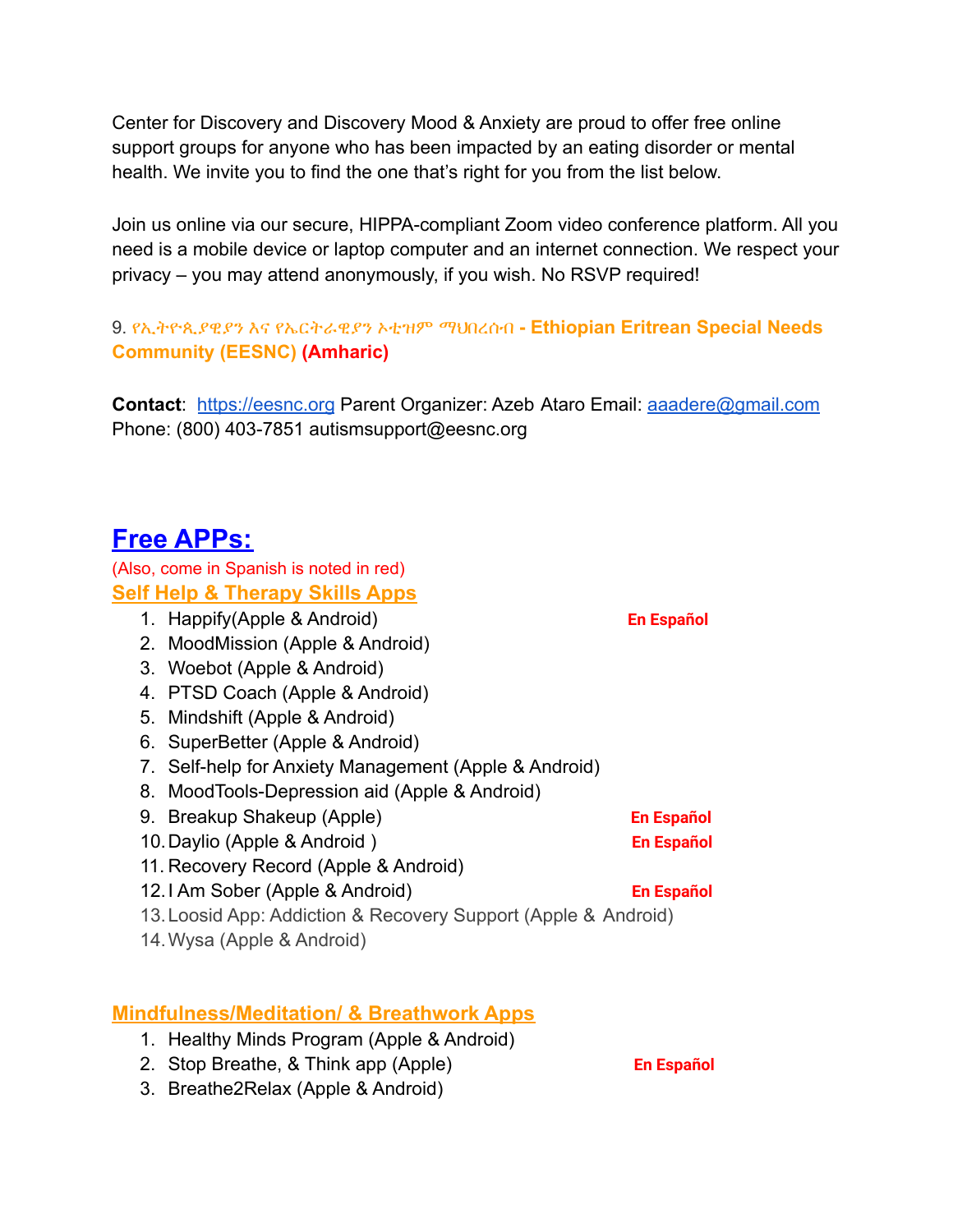Center for Discovery and Discovery Mood & Anxiety are proud to offer free online support groups for anyone who has been impacted by an eating disorder or mental health. We invite you to find the one that's right for you from the list below.

Join us online via our secure, HIPPA-compliant Zoom video conference platform. All you need is a mobile device or laptop computer and an internet connection. We respect your privacy – you may attend anonymously, if you wish. No RSVP required!

9. የኢትዮጲያዊያን እና የኤርትራዊያን ኦቲዝም ማህበረሰብ - **Ethiopian Eritrean Special Needs Community (EESNC) (Amharic)**

**Contact**: https://eesnc.org Parent Organizer: Azeb Ataro Email: aaadere@gmail.com
Phone: (800) 403-7851 autismsupport@eesnc.org

## Free APPs:

(Also, come in Spanish is noted in red)

### Self Help & Therapy Skills Apps

1. Happify(Apple & Android) **En Español**
2. MoodMission (Apple & Android)
3. Woebot (Apple & Android)
4. PTSD Coach (Apple & Android)
5. Mindshift (Apple & Android)
6. SuperBetter (Apple & Android)
7. Self-help for Anxiety Management (Apple & Android)
8. MoodTools-Depression aid (Apple & Android)
9. Breakup Shakeup (Apple) **En Español**
10. Daylio (Apple & Android ) **En Español**
11. Recovery Record (Apple & Android)
12. I Am Sober (Apple & Android) **En Español**
13. Loosid App: Addiction & Recovery Support (Apple & Android)
14. Wysa (Apple & Android)

### Mindfulness/Meditation/ & Breathwork Apps

1. Healthy Minds Program (Apple & Android)
2. Stop Breathe, & Think app (Apple) **En Español**
3. Breathe2Relax (Apple & Android)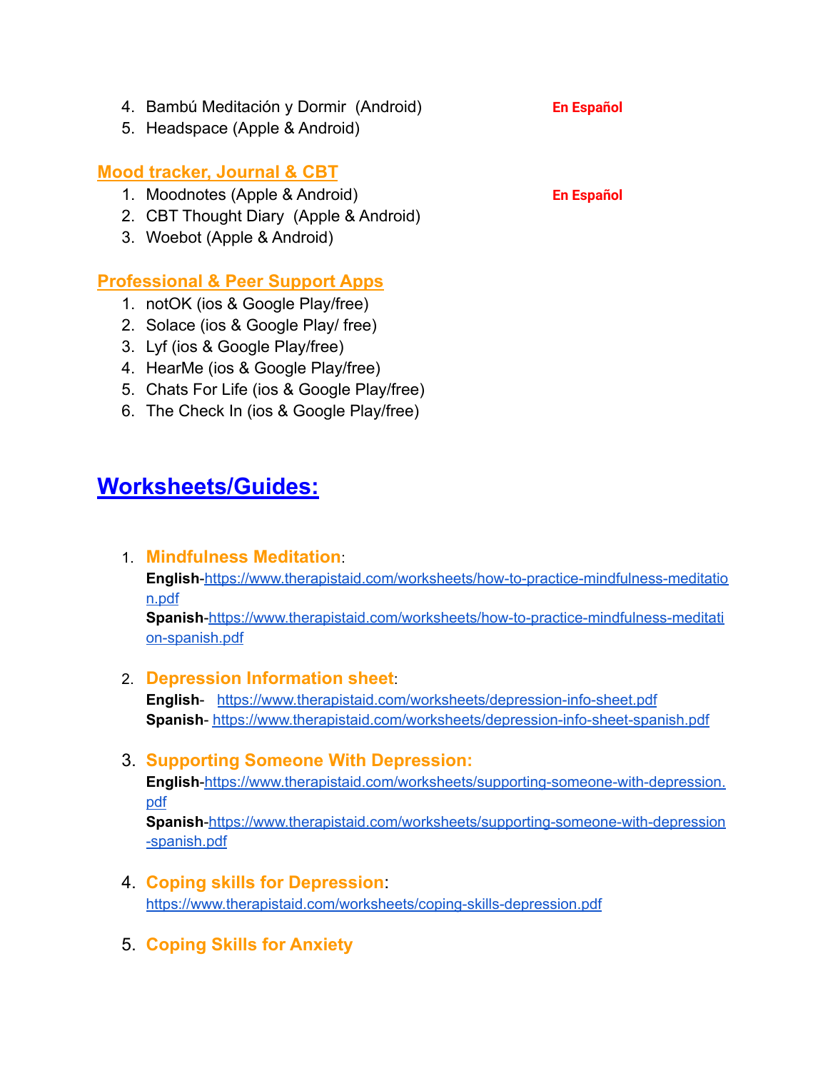4. Bambú Meditación y Dormir (Android) **En Español**
5. Headspace (Apple & Android)

### Mood tracker, Journal & CBT

1. Moodnotes (Apple & Android) **En Español**
2. CBT Thought Diary (Apple & Android)
3. Woebot (Apple & Android)

### Professional & Peer Support Apps

1. notOK (ios & Google Play/free)
2. Solace (ios & Google Play/ free)
3. Lyf (ios & Google Play/free)
4. HearMe (ios & Google Play/free)
5. Chats For Life (ios & Google Play/free)
6. The Check In (ios & Google Play/free)

## Worksheets/Guides:

1. **Mindfulness Meditation**:
   **English**-https://www.therapistaid.com/worksheets/how-to-practice-mindfulness-meditation.pdf
   **Spanish**-https://www.therapistaid.com/worksheets/how-to-practice-mindfulness-meditation-spanish.pdf

2. **Depression Information sheet**:
   **English**- https://www.therapistaid.com/worksheets/depression-info-sheet.pdf
   **Spanish**- https://www.therapistaid.com/worksheets/depression-info-sheet-spanish.pdf

3. **Supporting Someone With Depression:**
   **English**-https://www.therapistaid.com/worksheets/supporting-someone-with-depression.pdf
   **Spanish**-https://www.therapistaid.com/worksheets/supporting-someone-with-depression-spanish.pdf

4. **Coping skills for Depression**:
   https://www.therapistaid.com/worksheets/coping-skills-depression.pdf

5. **Coping Skills for Anxiety**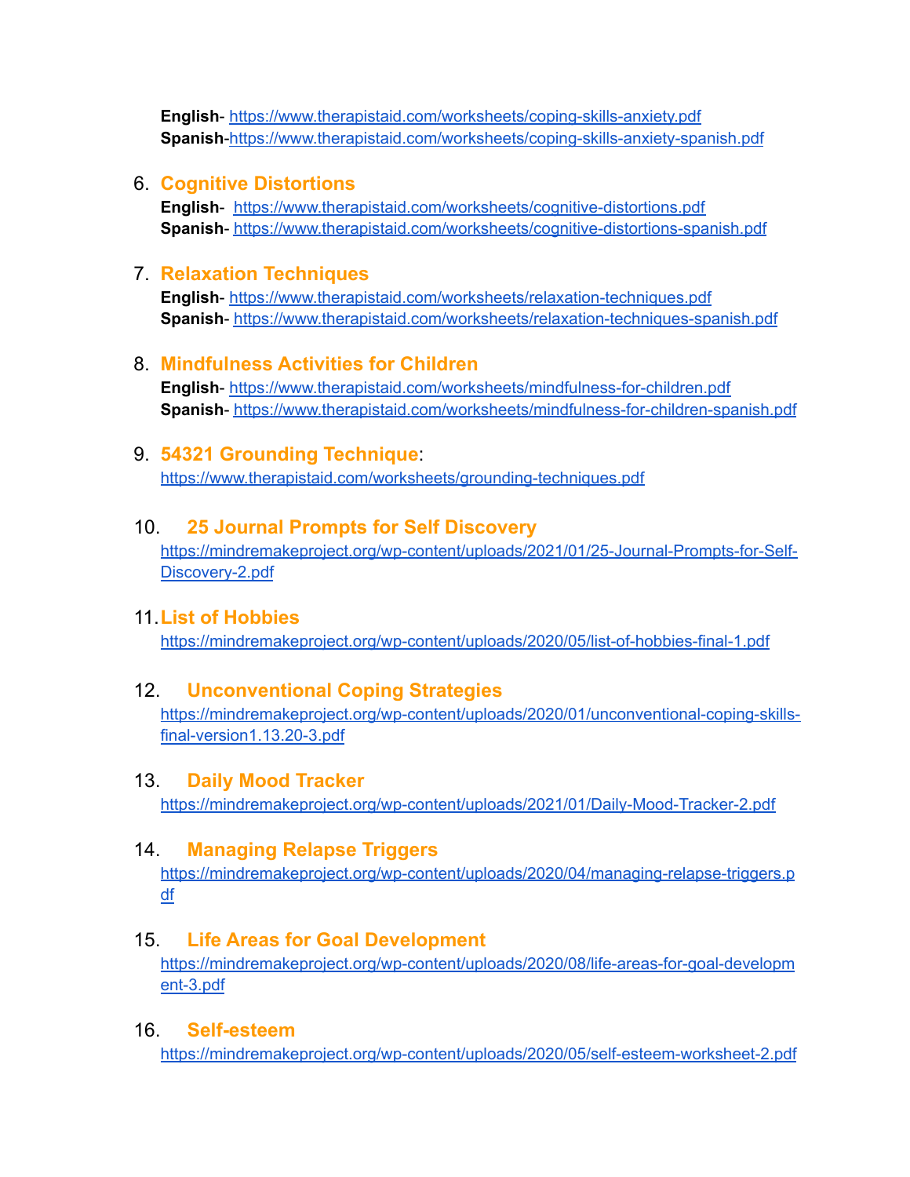**English**- https://www.therapistaid.com/worksheets/coping-skills-anxiety.pdf
**Spanish**-https://www.therapistaid.com/worksheets/coping-skills-anxiety-spanish.pdf

6. **Cognitive Distortions**
   **English**- https://www.therapistaid.com/worksheets/cognitive-distortions.pdf
   **Spanish**- https://www.therapistaid.com/worksheets/cognitive-distortions-spanish.pdf

7. **Relaxation Techniques**
   **English**- https://www.therapistaid.com/worksheets/relaxation-techniques.pdf
   **Spanish**- https://www.therapistaid.com/worksheets/relaxation-techniques-spanish.pdf

8. **Mindfulness Activities for Children**
   **English**- https://www.therapistaid.com/worksheets/mindfulness-for-children.pdf
   **Spanish**- https://www.therapistaid.com/worksheets/mindfulness-for-children-spanish.pdf

9. **54321 Grounding Technique**:
   https://www.therapistaid.com/worksheets/grounding-techniques.pdf

10. **25 Journal Prompts for Self Discovery**
    https://mindremakeproject.org/wp-content/uploads/2021/01/25-Journal-Prompts-for-Self-Discovery-2.pdf

11. **List of Hobbies**
    https://mindremakeproject.org/wp-content/uploads/2020/05/list-of-hobbies-final-1.pdf

12. **Unconventional Coping Strategies**
    https://mindremakeproject.org/wp-content/uploads/2020/01/unconventional-coping-skills-final-version1.13.20-3.pdf

13. **Daily Mood Tracker**
    https://mindremakeproject.org/wp-content/uploads/2021/01/Daily-Mood-Tracker-2.pdf

14. **Managing Relapse Triggers**
    https://mindremakeproject.org/wp-content/uploads/2020/04/managing-relapse-triggers.pdf

15. **Life Areas for Goal Development**
    https://mindremakeproject.org/wp-content/uploads/2020/08/life-areas-for-goal-development-3.pdf

16. **Self-esteem**
    https://mindremakeproject.org/wp-content/uploads/2020/05/self-esteem-worksheet-2.pdf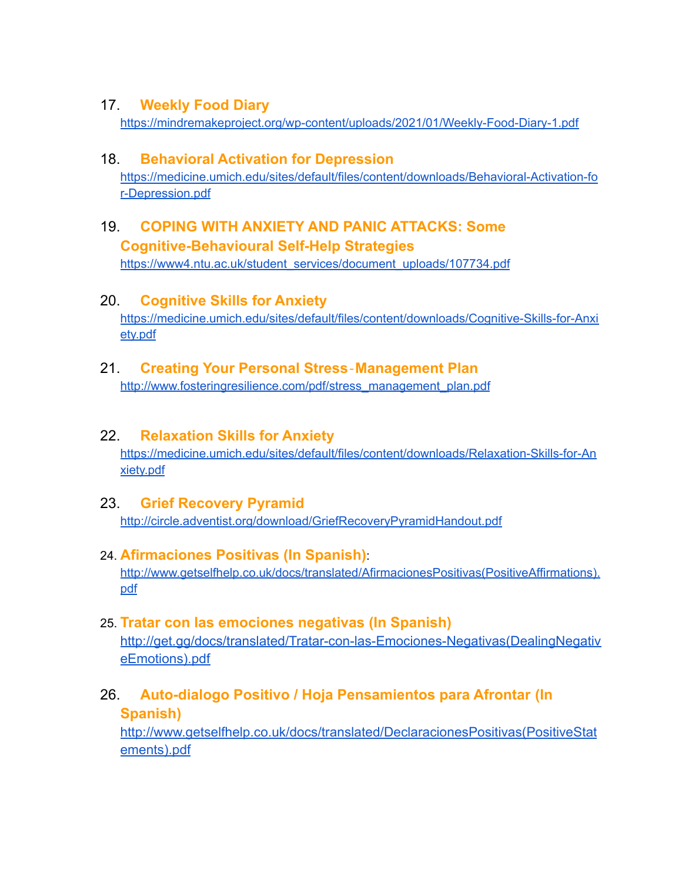17. **Weekly Food Diary**
    https://mindremakeproject.org/wp-content/uploads/2021/01/Weekly-Food-Diary-1.pdf

18. **Behavioral Activation for Depression**
    https://medicine.umich.edu/sites/default/files/content/downloads/Behavioral-Activation-for-Depression.pdf

19. **COPING WITH ANXIETY AND PANIC ATTACKS: Some Cognitive-Behavioural Self-Help Strategies**
    https://www4.ntu.ac.uk/student_services/document_uploads/107734.pdf

20. **Cognitive Skills for Anxiety**
    https://medicine.umich.edu/sites/default/files/content/downloads/Cognitive-Skills-for-Anxiety.pdf

21. **Creating Your Personal Stress-Management Plan**
    http://www.fosteringresilience.com/pdf/stress_management_plan.pdf

22. **Relaxation Skills for Anxiety**
    https://medicine.umich.edu/sites/default/files/content/downloads/Relaxation-Skills-for-Anxiety.pdf

23. **Grief Recovery Pyramid**
    http://circle.adventist.org/download/GriefRecoveryPyramidHandout.pdf

24. **Afirmaciones Positivas (In Spanish)**:
    http://www.getselfhelp.co.uk/docs/translated/AfirmacionesPositivas(PositiveAffirmations).pdf

25. **Tratar con las emociones negativas (In Spanish)**
    http://get.gg/docs/translated/Tratar-con-las-Emociones-Negativas(DealingNegativeEmotions).pdf

26. **Auto-dialogo Positivo / Hoja Pensamientos para Afrontar (In Spanish)**
    http://www.getselfhelp.co.uk/docs/translated/DeclaracionesPositivas(PositiveStatements).pdf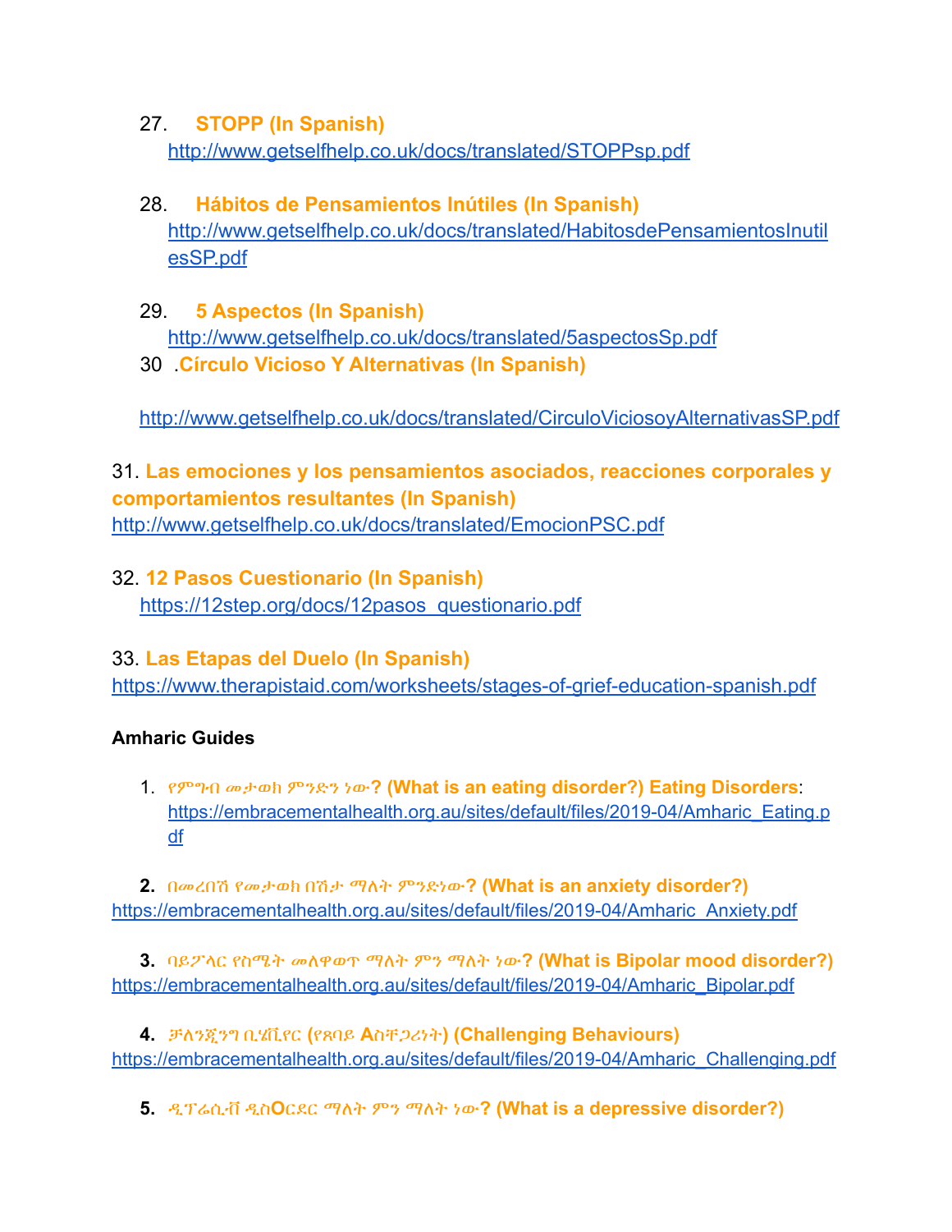27. **STOPP (In Spanish)**
    http://www.getselfhelp.co.uk/docs/translated/STOPPsp.pdf

28. **Hábitos de Pensamientos Inútiles (In Spanish)**
    http://www.getselfhelp.co.uk/docs/translated/HabitosdePensamientosInutilesSP.pdf

29. **5 Aspectos (In Spanish)**
    http://www.getselfhelp.co.uk/docs/translated/5aspectosSp.pdf

30. **Círculo Vicioso Y Alternativas (In Spanish)**

    http://www.getselfhelp.co.uk/docs/translated/CirculoViciosoyAlternativasSP.pdf

31. **Las emociones y los pensamientos asociados, reacciones corporales y comportamientos resultantes (In Spanish)**
    http://www.getselfhelp.co.uk/docs/translated/EmocionPSC.pdf

32. **12 Pasos Cuestionario (In Spanish)**
    https://12step.org/docs/12pasos_questionario.pdf

33. **Las Etapas del Duelo (In Spanish)**
    https://www.therapistaid.com/worksheets/stages-of-grief-education-spanish.pdf

**Amharic Guides**

1. **የምግብ መታወክ ምንድን ነው? (What is an eating disorder?) Eating Disorders**: https://embracementalhealth.org.au/sites/default/files/2019-04/Amharic_Eating.pdf

2. **በመረበሽ የመታወክ በሽታ ማለት ምንድነው? (What is an anxiety disorder?)**
   https://embracementalhealth.org.au/sites/default/files/2019-04/Amharic_Anxiety.pdf

3. **ባይፖላር የስሜት መለዋወጥ ማለት ምን ማለት ነው? (What is Bipolar mood disorder?)**
   https://embracementalhealth.org.au/sites/default/files/2019-04/Amharic_Bipolar.pdf

4. **ቻለንጂንግ ቢሄቪየር (የጸባይ Aስቸጋሪነት) (Challenging Behaviours)**
   https://embracementalhealth.org.au/sites/default/files/2019-04/Amharic_Challenging.pdf

5. **ዲፕሬሲቭ ዲስOርደር ማለት ምን ማለት ነው? (What is a depressive disorder?)**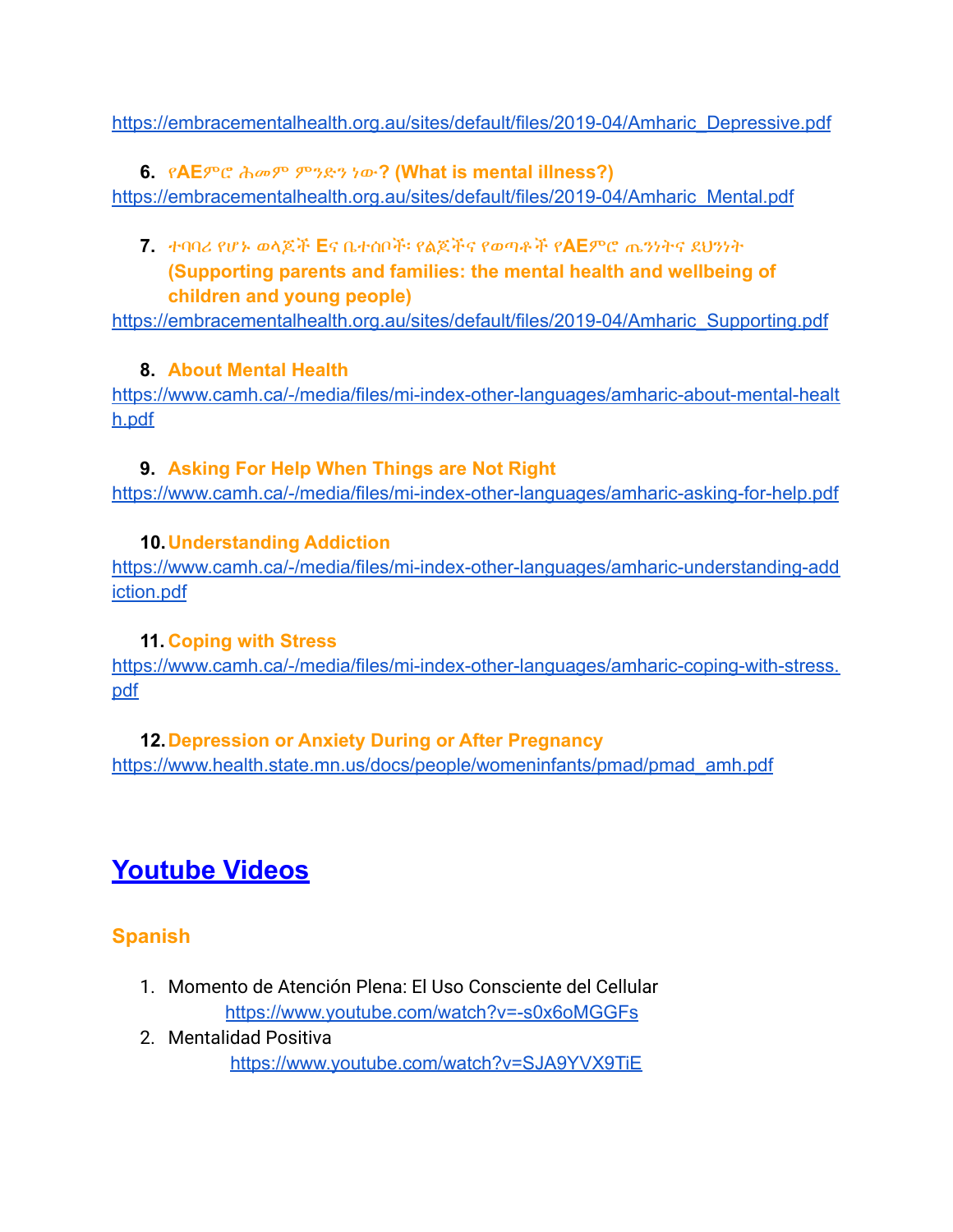https://embracementalhealth.org.au/sites/default/files/2019-04/Amharic_Depressive.pdf

6. **የAEምሮ ሕመም ምንድን ነው? (What is mental illness?)**
https://embracementalhealth.org.au/sites/default/files/2019-04/Amharic_Mental.pdf

7. **ተባባሪ የሆኑ ወላጆች Eና ቤተሰቦች፡ የልጆችና የወጣቶች የAEምሮ ጤንነትና ደህንነት (Supporting parents and families: the mental health and wellbeing of children and young people)**
https://embracementalhealth.org.au/sites/default/files/2019-04/Amharic_Supporting.pdf

8. **About Mental Health**
https://www.camh.ca/-/media/files/mi-index-other-languages/amharic-about-mental-health.pdf

9. **Asking For Help When Things are Not Right**
https://www.camh.ca/-/media/files/mi-index-other-languages/amharic-asking-for-help.pdf

10. **Understanding Addiction**
https://www.camh.ca/-/media/files/mi-index-other-languages/amharic-understanding-addiction.pdf

11. **Coping with Stress**
https://www.camh.ca/-/media/files/mi-index-other-languages/amharic-coping-with-stress.pdf

12. **Depression or Anxiety During or After Pregnancy**
https://www.health.state.mn.us/docs/people/womeninfants/pmad/pmad_amh.pdf

## Youtube Videos

### Spanish

1. Momento de Atención Plena: El Uso Consciente del Cellular
   https://www.youtube.com/watch?v=-s0x6oMGGFs
2. Mentalidad Positiva
   https://www.youtube.com/watch?v=SJA9YVX9TiE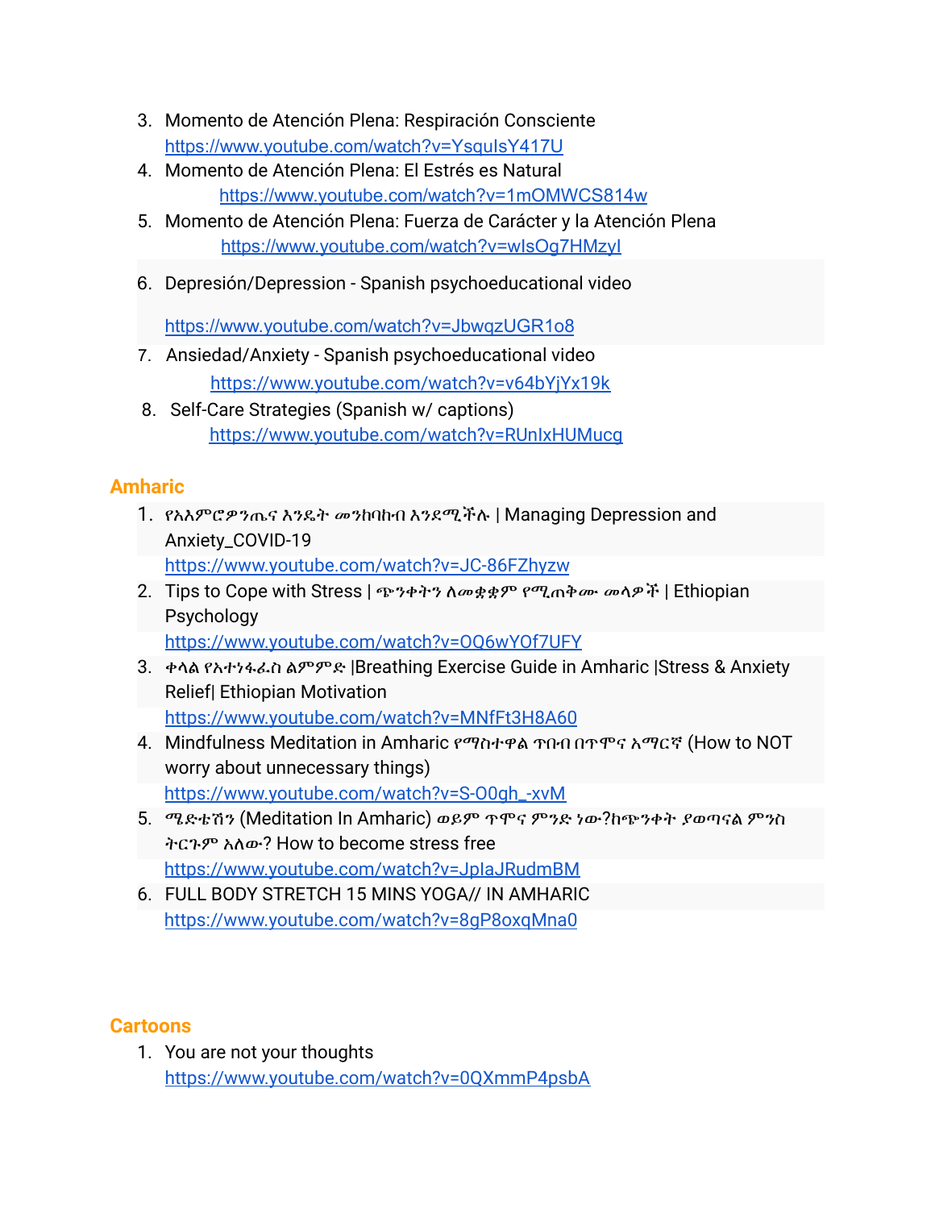3. Momento de Atención Plena: Respiración Consciente
   https://www.youtube.com/watch?v=YsquIsY417U
4. Momento de Atención Plena: El Estrés es Natural
   https://www.youtube.com/watch?v=1mOMWCS814w
5. Momento de Atención Plena: Fuerza de Carácter y la Atención Plena
   https://www.youtube.com/watch?v=wIsOg7HMzyI
6. Depresión/Depression - Spanish psychoeducational video
   https://www.youtube.com/watch?v=JbwqzUGR1o8
7. Ansiedad/Anxiety - Spanish psychoeducational video
   https://www.youtube.com/watch?v=v64bYjYx19k
8. Self-Care Strategies (Spanish w/ captions)
   https://www.youtube.com/watch?v=RUnIxHUMucg

## Amharic

1. የአእምሮዎንጤና እንዴት መንከባከብ እንደሚችሉ | Managing Depression and Anxiety_COVID-19
   https://www.youtube.com/watch?v=JC-86FZhyzw
2. Tips to Cope with Stress | ጭንቀትን ለመቋቋም የሚጠቅሙ መላዎች | Ethiopian Psychology
   https://www.youtube.com/watch?v=OQ6wYOf7UFY
3. ቀላል የአተነፋፈስ ልምምድ |Breathing Exercise Guide in Amharic |Stress & Anxiety Relief| Ethiopian Motivation
   https://www.youtube.com/watch?v=MNfFt3H8A60
4. Mindfulness Meditation in Amharic የማስተዋል ጥበብ በጥሞና አማርኛ (How to NOT worry about unnecessary things)
   https://www.youtube.com/watch?v=S-O0gh_-xvM
5. ሜድቴሽን (Meditation In Amharic) ወይም ጥሞና ምንድ ነው?ከጭንቀት ያወጣናል ምንስ ትርጉም አለው? How to become stress free
   https://www.youtube.com/watch?v=JplaJRudmBM
6. FULL BODY STRETCH 15 MINS YOGA// IN AMHARIC
   https://www.youtube.com/watch?v=8gP8oxqMna0

## Cartoons

1. You are not your thoughts
   https://www.youtube.com/watch?v=0QXmmP4psbA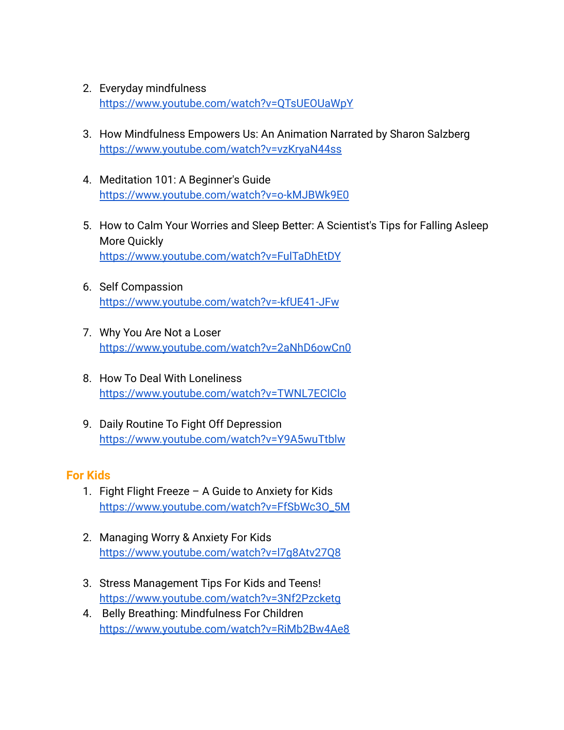2. Everyday mindfulness
   https://www.youtube.com/watch?v=QTsUEOUaWpY

3. How Mindfulness Empowers Us: An Animation Narrated by Sharon Salzberg
   https://www.youtube.com/watch?v=vzKryaN44ss

4. Meditation 101: A Beginner's Guide
   https://www.youtube.com/watch?v=o-kMJBWk9E0

5. How to Calm Your Worries and Sleep Better: A Scientist's Tips for Falling Asleep More Quickly
   https://www.youtube.com/watch?v=FulTaDhEtDY

6. Self Compassion
   https://www.youtube.com/watch?v=-kfUE41-JFw

7. Why You Are Not a Loser
   https://www.youtube.com/watch?v=2aNhD6owCn0

8. How To Deal With Loneliness
   https://www.youtube.com/watch?v=TWNL7EClClo

9. Daily Routine To Fight Off Depression
   https://www.youtube.com/watch?v=Y9A5wuTtblw

### For Kids

1. Fight Flight Freeze – A Guide to Anxiety for Kids
   https://www.youtube.com/watch?v=FfSbWc3O_5M

2. Managing Worry & Anxiety For Kids
   https://www.youtube.com/watch?v=l7g8Atv27Q8

3. Stress Management Tips For Kids and Teens!
   https://www.youtube.com/watch?v=3Nf2Pzcketg
4. Belly Breathing: Mindfulness For Children
   https://www.youtube.com/watch?v=RiMb2Bw4Ae8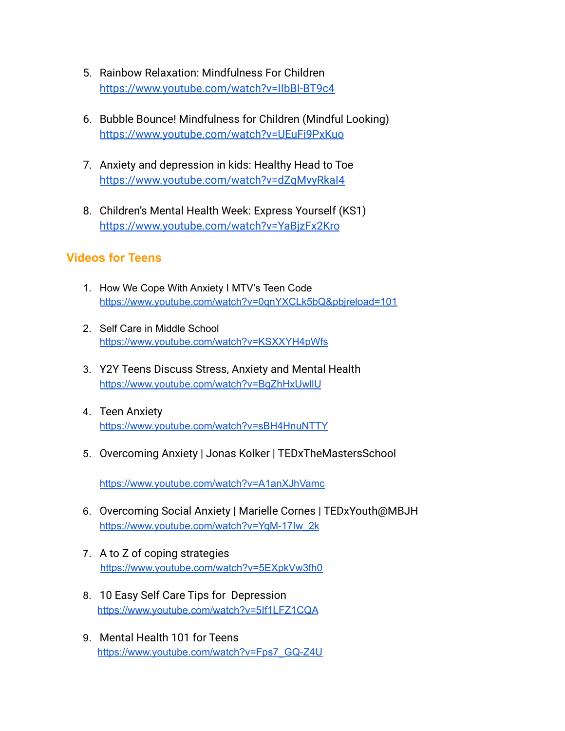5. Rainbow Relaxation: Mindfulness For Children
   https://www.youtube.com/watch?v=IlbBI-BT9c4

6. Bubble Bounce! Mindfulness for Children (Mindful Looking)
   https://www.youtube.com/watch?v=UEuFi9PxKuo

7. Anxiety and depression in kids: Healthy Head to Toe
   https://www.youtube.com/watch?v=dZgMvyRkaI4

8. Children's Mental Health Week: Express Yourself (KS1)
   https://www.youtube.com/watch?v=YaBjzFx2Kro

## Videos for Teens

1. How We Cope With Anxiety I MTV's Teen Code
   https://www.youtube.com/watch?v=0qnYXCLk5bQ&pbjreload=101

2. Self Care in Middle School
   https://www.youtube.com/watch?v=KSXXYH4pWfs

3. Y2Y Teens Discuss Stress, Anxiety and Mental Health
   https://www.youtube.com/watch?v=BgZhHxUwllU

4. Teen Anxiety
   https://www.youtube.com/watch?v=sBH4HnuNTTY

5. Overcoming Anxiety | Jonas Kolker | TEDxTheMastersSchool

   https://www.youtube.com/watch?v=A1anXJhVamc

6. Overcoming Social Anxiety | Marielle Cornes | TEDxYouth@MBJH
   https://www.youtube.com/watch?v=YqM-17Iw_2k

7. A to Z of coping strategies
   https://www.youtube.com/watch?v=5EXpkVw3fh0

8. 10 Easy Self Care Tips for Depression
   https://www.youtube.com/watch?v=5If1LFZ1CQA

9. Mental Health 101 for Teens
   https://www.youtube.com/watch?v=Fps7_GQ-Z4U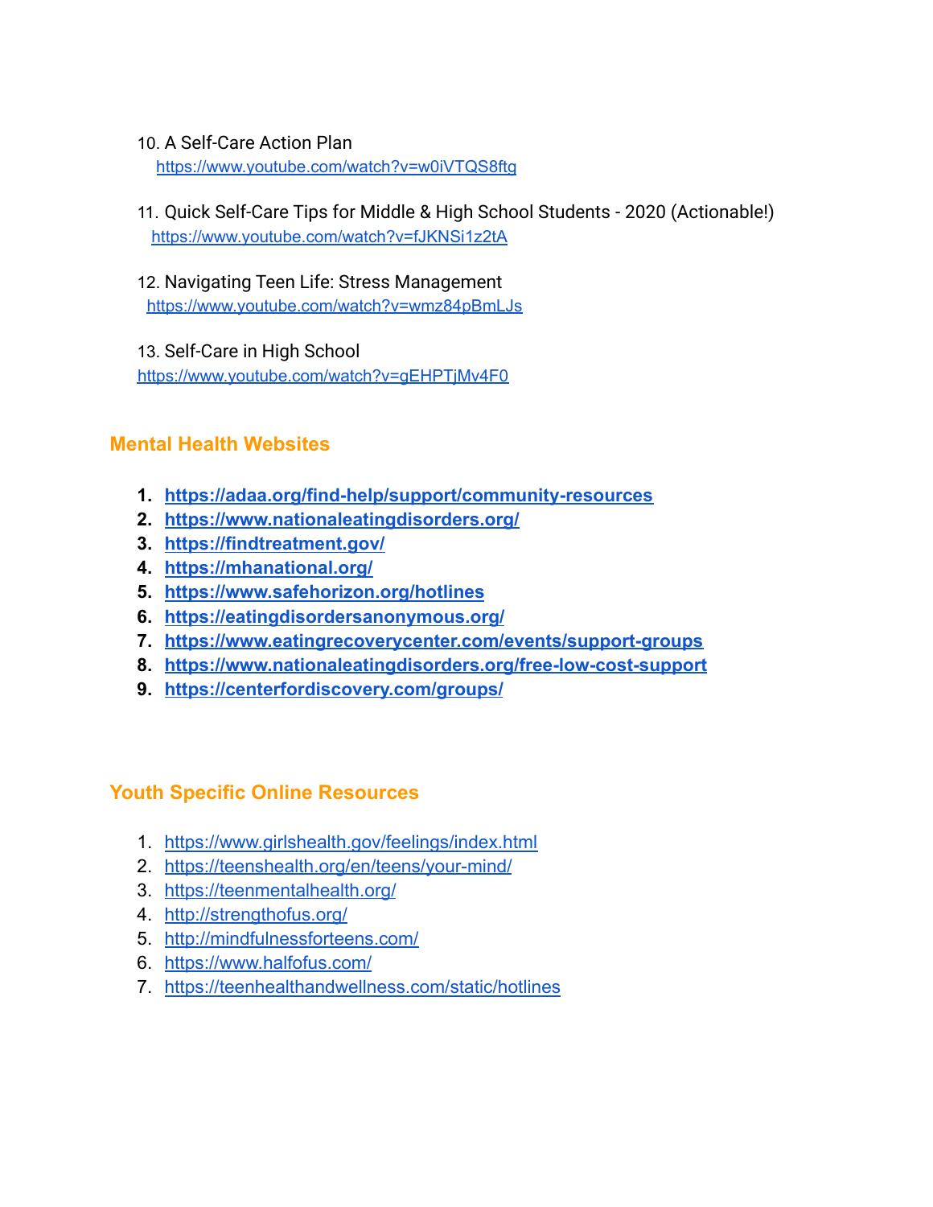10. A Self-Care Action Plan
    https://www.youtube.com/watch?v=w0iVTQS8ftg

11. Quick Self-Care Tips for Middle & High School Students - 2020 (Actionable!)
    https://www.youtube.com/watch?v=fJKNSi1z2tA

12. Navigating Teen Life: Stress Management
    https://www.youtube.com/watch?v=wmz84pBmLJs

13. Self-Care in High School
    https://www.youtube.com/watch?v=gEHPTjMv4F0

## Mental Health Websites

1. **https://adaa.org/find-help/support/community-resources**
2. **https://www.nationaleatingdisorders.org/**
3. **https://findtreatment.gov/**
4. **https://mhanational.org/**
5. **https://www.safehorizon.org/hotlines**
6. **https://eatingdisordersanonymous.org/**
7. **https://www.eatingrecoverycenter.com/events/support-groups**
8. **https://www.nationaleatingdisorders.org/free-low-cost-support**
9. **https://centerfordiscovery.com/groups/**

## Youth Specific Online Resources

1. https://www.girlshealth.gov/feelings/index.html
2. https://teenshealth.org/en/teens/your-mind/
3. https://teenmentalhealth.org/
4. http://strengthofus.org/
5. http://mindfulnessforteens.com/
6. https://www.halfofus.com/
7. https://teenhealthandwellness.com/static/hotlines